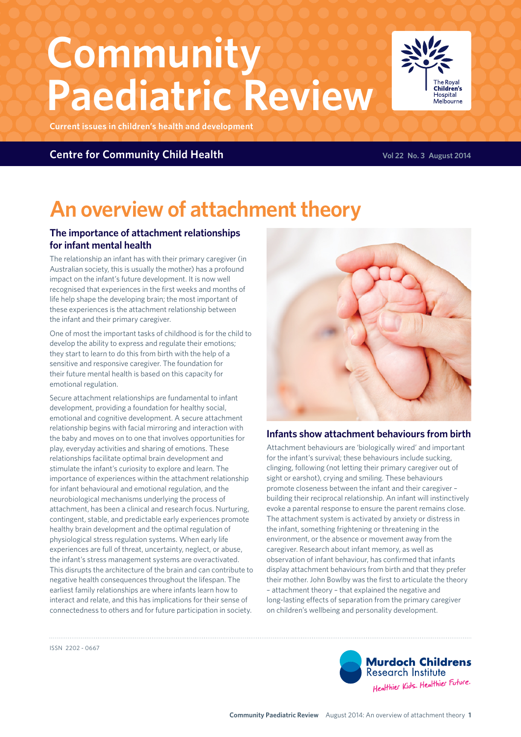# Community Paediatric Review

**Current issues in children's health and development**

**Centre for Community Child Health**

Vol 22 No. 3 August 2014

# An overview of attachment theory

## The importance of attachment relationships for infant mental health

The relationship an infant has with their primary caregiver (in Australian society, this is usually the mother) has a profound impact on the infant's future development. It is now well recognised that experiences in the first weeks and months of life help shape the developing brain; the most important of these experiences is the attachment relationship between the infant and their primary caregiver.

One of most the important tasks of childhood is for the child to develop the ability to express and regulate their emotions; they start to learn to do this from birth with the help of a sensitive and responsive caregiver. The foundation for their future mental health is based on this capacity for emotional regulation.

Secure attachment relationships are fundamental to infant development, providing a foundation for healthy social, emotional and cognitive development. A secure attachment relationship begins with facial mirroring and interaction with the baby and moves on to one that involves opportunities for play, everyday activities and sharing of emotions. These relationships facilitate optimal brain development and stimulate the infant's curiosity to explore and learn. The importance of experiences within the attachment relationship for infant behavioural and emotional regulation, and the neurobiological mechanisms underlying the process of attachment, has been a clinical and research focus. Nurturing, contingent, stable, and predictable early experiences promote healthy brain development and the optimal regulation of physiological stress regulation systems. When early life experiences are full of threat, uncertainty, neglect, or abuse, the infant's stress management systems are overactivated. This disrupts the architecture of the brain and can contribute to negative health consequences throughout the lifespan. The earliest family relationships are where infants learn how to interact and relate, and this has implications for their sense of connectedness to others and for future participation in society.

## Infants show attachment behaviours from birth

Attachment behaviours are 'biologically wired' and important for the infant's survival; these behaviours include sucking, clinging, following (not letting their primary caregiver out of sight or earshot), crying and smiling. These behaviours promote closeness between the infant and their caregiver – building their reciprocal relationship. An infant will instinctively evoke a parental response to ensure the parent remains close. The attachment system is activated by anxiety or distress in the infant, something frightening or threatening in the environment, or the absence or movement away from the caregiver. Research about infant memory, as well as observation of infant behaviour, has confirmed that infants display attachment behaviours from birth and that they prefer their mother. John Bowlby was the first to articulate the theory – attachment theory – that explained the negative and long-lasting effects of separation from the primary caregiver on children's wellbeing and personality development.

ISSN 2202 - 0667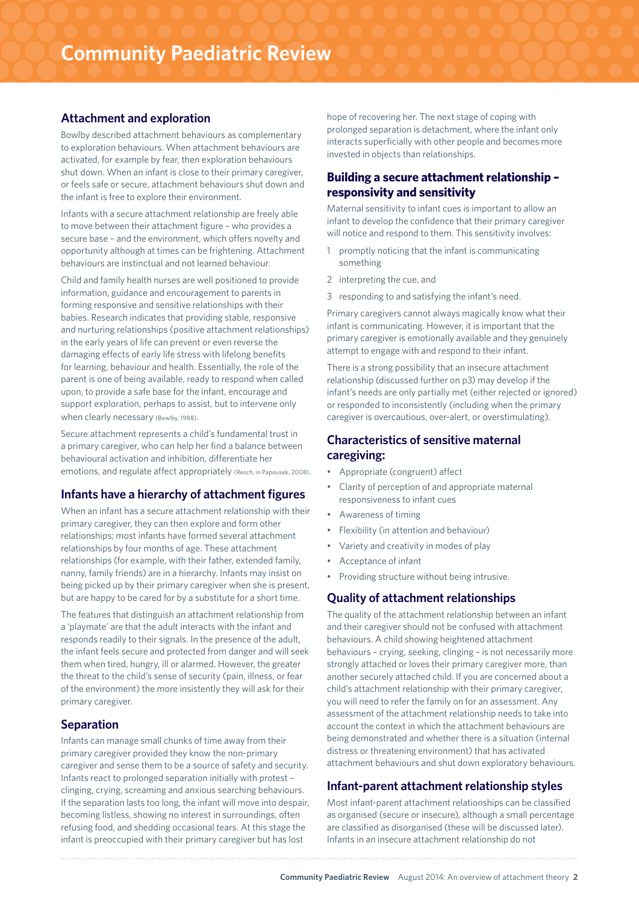## Attachment and exploration

Bowlby described attachment behaviours as complementary to exploration behaviours. When attachment behaviours are activated, for example by fear, then exploration behaviours shut down. When an infant is close to their primary caregiver, or feels safe or secure, attachment behaviours shut down and the infant is free to explore their environment.

Infants with a secure attachment relationship are freely able to move between their attachment figure – who provides a secure base – and the environment, which offers novelty and opportunity although at times can be frightening. Attachment behaviours are instinctual and not learned behaviour.

Child and family health nurses are well positioned to provide information, guidance and encouragement to parents in forming responsive and sensitive relationships with their babies. Research indicates that providing stable, responsive and nurturing relationships (positive attachment relationships) in the early years of life can prevent or even reverse the damaging effects of early life stress with lifelong benefits for learning, behaviour and health. Essentially, the role of the parent is one of being available, ready to respond when called upon, to provide a safe base for the infant, encourage and support exploration, perhaps to assist, but to intervene only when clearly necessary (Bowlby, 1988).

Secure attachment represents a child's fundamental trust in a primary caregiver, who can help her find a balance between behavioural activation and inhibition, differentiate her emotions, and regulate affect appropriately (Resch, in Papousek, 2008).

## Infants have a hierarchy of attachment figures

When an infant has a secure attachment relationship with their primary caregiver, they can then explore and form other relationships; most infants have formed several attachment relationships by four months of age. These attachment relationships (for example, with their father, extended family, nanny, family friends) are in a hierarchy. Infants may insist on being picked up by their primary caregiver when she is present, but are happy to be cared for by a substitute for a short time.

The features that distinguish an attachment relationship from a 'playmate' are that the adult interacts with the infant and responds readily to their signals. In the presence of the adult, the infant feels secure and protected from danger and will seek them when tired, hungry, ill or alarmed. However, the greater the threat to the child's sense of security (pain, illness, or fear of the environment) the more insistently they will ask for their primary caregiver.

## Separation

Infants can manage small chunks of time away from their primary caregiver provided they know the non-primary caregiver and sense them to be a source of safety and security. Infants react to prolonged separation initially with protest – clinging, crying, screaming and anxious searching behaviours. If the separation lasts too long, the infant will move into despair, becoming listless, showing no interest in surroundings, often refusing food, and shedding occasional tears. At this stage the infant is preoccupied with their primary caregiver but has lost hope of recovering her. The next stage of coping with prolonged separation is detachment, where the infant only interacts superficially with other people and becomes more invested in objects than relationships.

## Building a secure attachment relationship – responsivity and sensitivity

Maternal sensitivity to infant cues is important to allow an infant to develop the confidence that their primary caregiver will notice and respond to them. This sensitivity involves:

1. promptly noticing that the infant is communicating something
2. interpreting the cue, and
3. responding to and satisfying the infant's need.

Primary caregivers cannot always magically know what their infant is communicating. However, it is important that the primary caregiver is emotionally available and they genuinely attempt to engage with and respond to their infant.

There is a strong possibility that an insecure attachment relationship (discussed further on p3) may develop if the infant's needs are only partially met (either rejected or ignored) or responded to inconsistently (including when the primary caregiver is overcautious, over-alert, or overstimulating).

## Characteristics of sensitive maternal caregiving:

- Appropriate (congruent) affect
- Clarity of perception of and appropriate maternal responsiveness to infant cues
- Awareness of timing
- Flexibility (in attention and behaviour)
- Variety and creativity in modes of play
- Acceptance of infant
- Providing structure without being intrusive.

## Quality of attachment relationships

The quality of the attachment relationship between an infant and their caregiver should not be confused with attachment behaviours. A child showing heightened attachment behaviours – crying, seeking, clinging – is not necessarily more strongly attached or loves their primary caregiver more, than another securely attached child. If you are concerned about a child's attachment relationship with their primary caregiver, you will need to refer the family on for an assessment. Any assessment of the attachment relationship needs to take into account the context in which the attachment behaviours are being demonstrated and whether there is a situation (internal distress or threatening environment) that has activated attachment behaviours and shut down exploratory behaviours.

## Infant-parent attachment relationship styles

Most infant-parent attachment relationships can be classified as organised (secure or insecure), although a small percentage are classified as disorganised (these will be discussed later). Infants in an insecure attachment relationship do not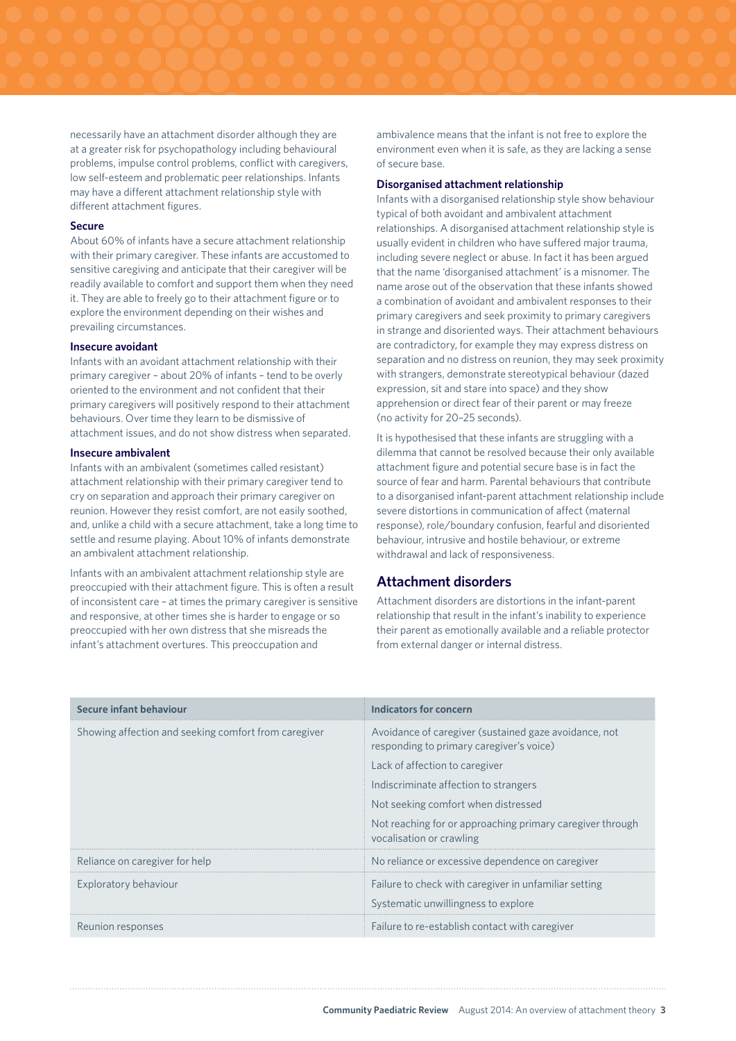necessarily have an attachment disorder although they are at a greater risk for psychopathology including behavioural problems, impulse control problems, conflict with caregivers, low self-esteem and problematic peer relationships. Infants may have a different attachment relationship style with different attachment figures.

### Secure

About 60% of infants have a secure attachment relationship with their primary caregiver. These infants are accustomed to sensitive caregiving and anticipate that their caregiver will be readily available to comfort and support them when they need it. They are able to freely go to their attachment figure or to explore the environment depending on their wishes and prevailing circumstances.

### Insecure avoidant

Infants with an avoidant attachment relationship with their primary caregiver – about 20% of infants – tend to be overly oriented to the environment and not confident that their primary caregivers will positively respond to their attachment behaviours. Over time they learn to be dismissive of attachment issues, and do not show distress when separated.

### Insecure ambivalent

Infants with an ambivalent (sometimes called resistant) attachment relationship with their primary caregiver tend to cry on separation and approach their primary caregiver on reunion. However they resist comfort, are not easily soothed, and, unlike a child with a secure attachment, take a long time to settle and resume playing. About 10% of infants demonstrate an ambivalent attachment relationship.

Infants with an ambivalent attachment relationship style are preoccupied with their attachment figure. This is often a result of inconsistent care – at times the primary caregiver is sensitive and responsive, at other times she is harder to engage or so preoccupied with her own distress that she misreads the infant's attachment overtures. This preoccupation and ambivalence means that the infant is not free to explore the environment even when it is safe, as they are lacking a sense of secure base.

### Disorganised attachment relationship

Infants with a disorganised relationship style show behaviour typical of both avoidant and ambivalent attachment relationships. A disorganised attachment relationship style is usually evident in children who have suffered major trauma, including severe neglect or abuse. In fact it has been argued that the name 'disorganised attachment' is a misnomer. The name arose out of the observation that these infants showed a combination of avoidant and ambivalent responses to their primary caregivers and seek proximity to primary caregivers in strange and disoriented ways. Their attachment behaviours are contradictory, for example they may express distress on separation and no distress on reunion, they may seek proximity with strangers, demonstrate stereotypical behaviour (dazed expression, sit and stare into space) and they show apprehension or direct fear of their parent or may freeze (no activity for 20–25 seconds).

It is hypothesised that these infants are struggling with a dilemma that cannot be resolved because their only available attachment figure and potential secure base is in fact the source of fear and harm. Parental behaviours that contribute to a disorganised infant-parent attachment relationship include severe distortions in communication of affect (maternal response), role/boundary confusion, fearful and disoriented behaviour, intrusive and hostile behaviour, or extreme withdrawal and lack of responsiveness.

## Attachment disorders

Attachment disorders are distortions in the infant-parent relationship that result in the infant's inability to experience their parent as emotionally available and a reliable protector from external danger or internal distress.

| Secure infant behaviour | Indicators for concern |
|---|---|
| Showing affection and seeking comfort from caregiver | Avoidance of caregiver (sustained gaze avoidance, not responding to primary caregiver's voice) |
| | Lack of affection to caregiver |
| | Indiscriminate affection to strangers |
| | Not seeking comfort when distressed |
| | Not reaching for or approaching primary caregiver through vocalisation or crawling |
| Reliance on caregiver for help | No reliance or excessive dependence on caregiver |
| Exploratory behaviour | Failure to check with caregiver in unfamiliar setting |
| | Systematic unwillingness to explore |
| Reunion responses | Failure to re-establish contact with caregiver |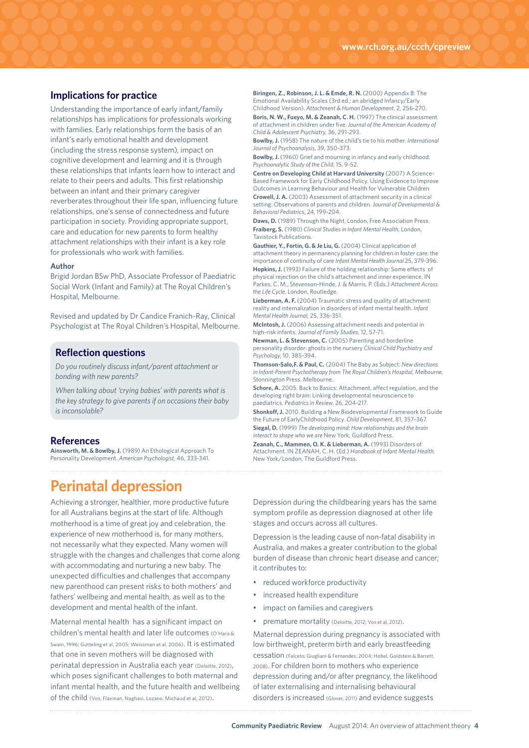## Implications for practice

Understanding the importance of early infant/family relationships has implications for professionals working with families. Early relationships form the basis of an infant's early emotional health and development (including the stress response system), impact on cognitive development and learning and it is through these relationships that infants learn how to interact and relate to their peers and adults. This first relationship between an infant and their primary caregiver reverberates throughout their life span, influencing future relationships, one's sense of connectedness and future participation in society. Providing appropriate support, care and education for new parents to form healthy attachment relationships with their infant is a key role for professionals who work with families.

### Author

Brigid Jordan BSw PhD, Associate Professor of Paediatric Social Work (Infant and Family) at The Royal Children's Hospital, Melbourne.

Revised and updated by Dr Candice Franich-Ray, Clinical Psychologist at The Royal Children's Hospital, Melbourne.

### Reflection questions

*Do you routinely discuss infant/parent attachment or bonding with new parents?*

*When talking about 'crying babies' with parents what is the key strategy to give parents if on occasions their baby is inconsolable?*

## References

**Ainsworth, M. & Bowlby, J.** (1989) An Ethological Approach To Personality Development. *American Psychologist*, 46, 333-341.

**Biringen, Z., Robinson, J. L. & Emde, R. N.** (2000) Appendix B: The Emotional Availability Scales (3rd ed.; an abridged Infancy/Early Childhood Version). *Attachment & Human Development*, 2, 256-270.

**Boris, N. W., Fueyo, M. & Zeanah, C. H.** (1997) The clinical assessment of attachment in children under five. *Journal of the American Academy of Child & Adolescent Psychiatry*, 36, 291-293.

**Bowlby, J.** (1958) The nature of the child's tie to his mother. *International Journal of Psychoanalysis*, 39, 350-373.

**Bowlby, J.** (1960) Grief and mourning in infancy and early childhood. *Psychoanalytic Study of the Child*, 15, 9-52.

**Centre on Developing Child at Harvard University** (2007) A Science-Based Framework for Early Childhood Policy. Using Evidence to Improve Outcomes in Learning Behaviour and Health for Vulnerable Children

**Crowell, J. A.** (2003) Assessment of attachment security in a clinical setting: Observations of parents and children. *Journal of Developmental & Behavioral Pediatrics*, 24, 199-204.

**Daws, D.** (1989) Through the Night, London, Free Association Press.

**Fraiberg, S.** (1980) *Clinical Studies in Infant Mental Health*, London, Tavistock Publications.

**Gauthier, Y., Fortin, G. & Je Liu, G.** (2004) Clinical application of attachment theory in permanency planning for children in foster care: the importance of continuity of care *Infant Mental Health Journal* 25, 379-396.

**Hopkins, J.** (1993) Failure of the holding relationship: Some effects of physical rejection on the child's attachment and inner experience. IN Parkes, C. M., Stevenson-Hinde, J. & Marris, P. (Eds.) *Attachment Across the Life Cycle*. London, Routledge.

**Lieberman, A. F.** (2004) Traumatic stress and quality of attachment: reality and internalization in disorders of infant mental health. *Infant Mental Health Journal*, 25, 336-351.

**McIntosh, J.** (2006) Assessing attachment needs and potential in high-risk infants. *Journal of Family Studies*, 12, 57-71.

**Newman, L. & Stevenson, C.** (2005) Parenting and borderline personality disorder: ghosts in the nursery *Clinical Child Psychiatry and Psychology*, 10, 385-394.

**Thomson-Salo,F. & Paul, C.** (2004) The Baby as Subject: *New directions in Infant-Parent Psychotherapy from The Royal Children's Hospital, Melbourne*, Stonnington Press. Melbourne.

**Schore, A.** 2005. Back to Basics: Attachment, affect regulation, and the developing right brain: Linking developmental neuroscience to paediatrics. *Pediatrics in Review*, 26, 204-217.

**Shonkoff, J.** 2010. Building a New Biodevelopmental Framework to Guide the Future of EarlyChildhood Policy. *Child Development*, 81, 357–367.

**Siegal, D.** (1999) *The developing mind: How relationships and the brain interact to shape who we are* New York, Guildford Press.

**Zeanah, C., Mammen, O. K. & Lieberman, A.** (1993) Disorders of Attachment. IN ZEANAH, C. H. (Ed.) *Handbook of Infant Mental Health*. New York/London, The Guildford Press.

# Perinatal depression

Achieving a stronger, healthier, more productive future for all Australians begins at the start of life. Although motherhood is a time of great joy and celebration, the experience of new motherhood is, for many mothers, not necessarily what they expected. Many women will struggle with the changes and challenges that come along with accommodating and nurturing a new baby. The unexpected difficulties and challenges that accompany new parenthood can present risks to both mothers' and fathers' wellbeing and mental health, as well as to the development and mental health of the infant.

Maternal mental health has a significant impact on children's mental health and later life outcomes (O'Hara & Swain, 1996; Gutteling et al, 2005; Weissman et al, 2006). It is estimated that one in seven mothers will be diagnosed with perinatal depression in Australia each year (Deloitte, 2012), which poses significant challenges to both maternal and infant mental health, and the future health and wellbeing of the child (Vos, Flaxman, Naghavi, Lozano, Michaud et al, 2012).

Depression during the childbearing years has the same symptom profile as depression diagnosed at other life stages and occurs across all cultures.

Depression is the leading cause of non-fatal disability in Australia, and makes a greater contribution to the global burden of disease than chronic heart disease and cancer; it contributes to:

- reduced workforce productivity
- increased health expenditure
- impact on families and caregivers
- premature mortality (Deloitte, 2012; Vos et al, 2012).

Maternal depression during pregnancy is associated with low birthweight, preterm birth and early breastfeeding cessation (Falceto, Giugliani & Fernandes, 2004; Hobel, Goldstein & Barrett, 2008). For children born to mothers who experience depression during and/or after pregnancy, the likelihood of later externalising and internalising behavioural disorders is increased (Glover, 2011) and evidence suggests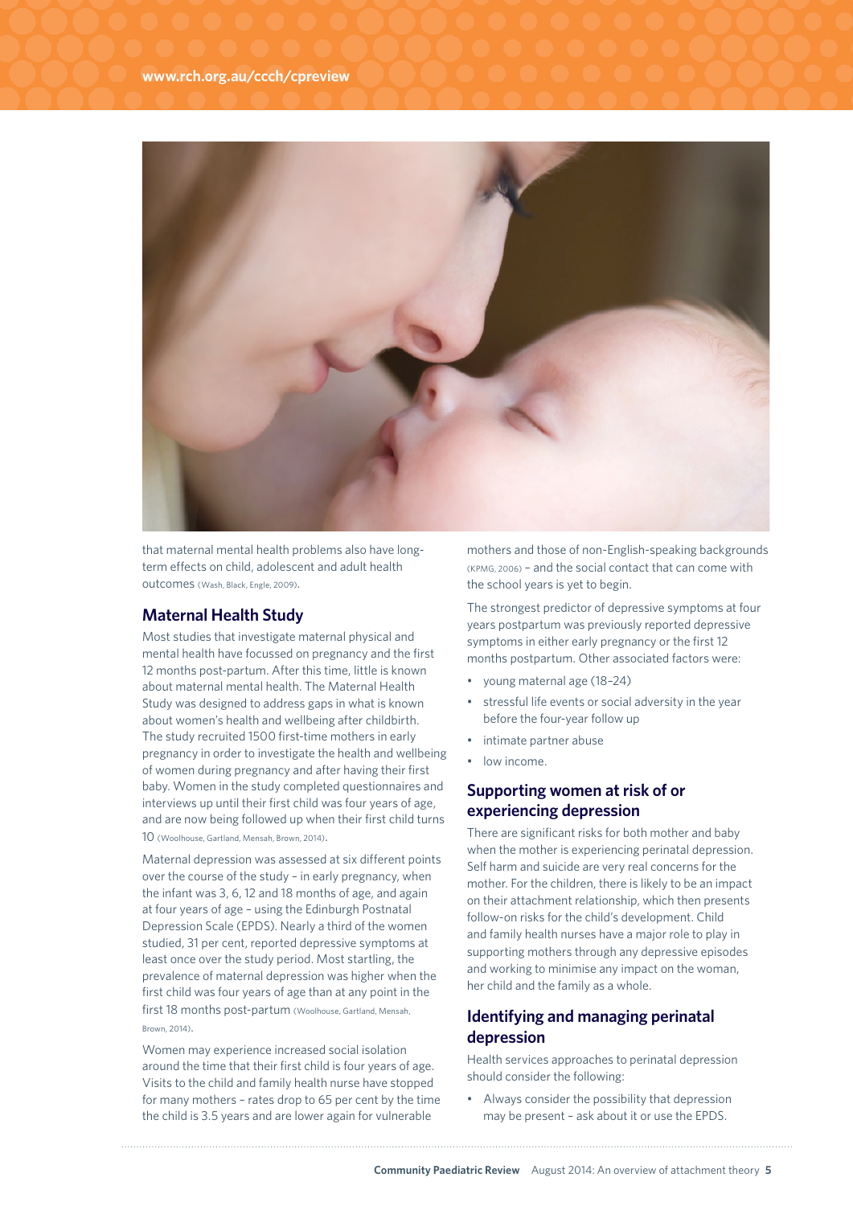that maternal mental health problems also have long-term effects on child, adolescent and adult health outcomes (Wash, Black, Engle, 2009).

## Maternal Health Study

Most studies that investigate maternal physical and mental health have focussed on pregnancy and the first 12 months post-partum. After this time, little is known about maternal mental health. The Maternal Health Study was designed to address gaps in what is known about women's health and wellbeing after childbirth. The study recruited 1500 first-time mothers in early pregnancy in order to investigate the health and wellbeing of women during pregnancy and after having their first baby. Women in the study completed questionnaires and interviews up until their first child was four years of age, and are now being followed up when their first child turns 10 (Woolhouse, Gartland, Mensah, Brown, 2014).

Maternal depression was assessed at six different points over the course of the study – in early pregnancy, when the infant was 3, 6, 12 and 18 months of age, and again at four years of age – using the Edinburgh Postnatal Depression Scale (EPDS). Nearly a third of the women studied, 31 per cent, reported depressive symptoms at least once over the study period. Most startling, the prevalence of maternal depression was higher when the first child was four years of age than at any point in the first 18 months post-partum (Woolhouse, Gartland, Mensah, Brown, 2014).

Women may experience increased social isolation around the time that their first child is four years of age. Visits to the child and family health nurse have stopped for many mothers – rates drop to 65 per cent by the time the child is 3.5 years and are lower again for vulnerable mothers and those of non-English-speaking backgrounds (KPMG, 2006) – and the social contact that can come with the school years is yet to begin.

The strongest predictor of depressive symptoms at four years postpartum was previously reported depressive symptoms in either early pregnancy or the first 12 months postpartum. Other associated factors were:

- young maternal age (18–24)
- stressful life events or social adversity in the year before the four-year follow up
- intimate partner abuse
- low income.

## Supporting women at risk of or experiencing depression

There are significant risks for both mother and baby when the mother is experiencing perinatal depression. Self harm and suicide are very real concerns for the mother. For the children, there is likely to be an impact on their attachment relationship, which then presents follow-on risks for the child's development. Child and family health nurses have a major role to play in supporting mothers through any depressive episodes and working to minimise any impact on the woman, her child and the family as a whole.

## Identifying and managing perinatal depression

Health services approaches to perinatal depression should consider the following:

- Always consider the possibility that depression may be present – ask about it or use the EPDS.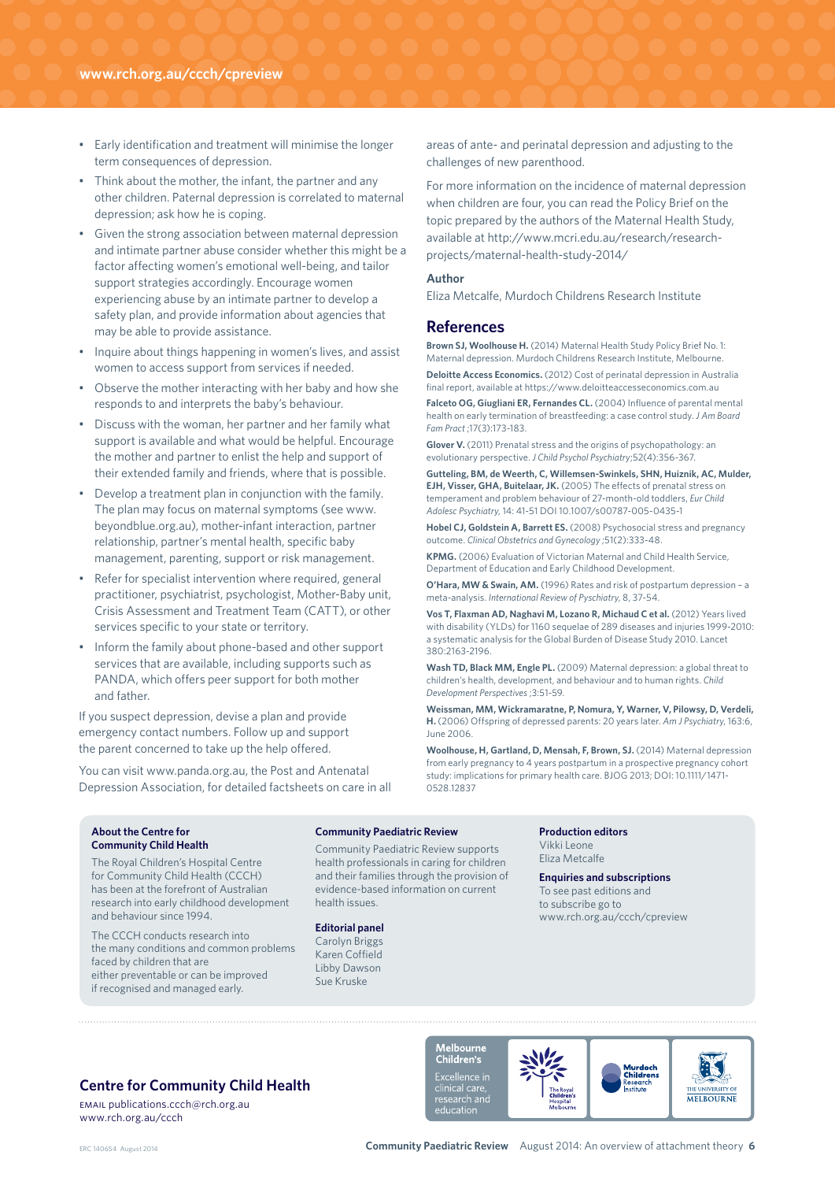- Early identification and treatment will minimise the longer term consequences of depression.
- Think about the mother, the infant, the partner and any other children. Paternal depression is correlated to maternal depression; ask how he is coping.
- Given the strong association between maternal depression and intimate partner abuse consider whether this might be a factor affecting women's emotional well-being, and tailor support strategies accordingly. Encourage women experiencing abuse by an intimate partner to develop a safety plan, and provide information about agencies that may be able to provide assistance.
- Inquire about things happening in women's lives, and assist women to access support from services if needed.
- Observe the mother interacting with her baby and how she responds to and interprets the baby's behaviour.
- Discuss with the woman, her partner and her family what support is available and what would be helpful. Encourage the mother and partner to enlist the help and support of their extended family and friends, where that is possible.
- Develop a treatment plan in conjunction with the family. The plan may focus on maternal symptoms (see www.beyondblue.org.au), mother-infant interaction, partner relationship, partner's mental health, specific baby management, parenting, support or risk management.
- Refer for specialist intervention where required, general practitioner, psychiatrist, psychologist, Mother-Baby unit, Crisis Assessment and Treatment Team (CATT), or other services specific to your state or territory.
- Inform the family about phone-based and other support services that are available, including supports such as PANDA, which offers peer support for both mother and father.

If you suspect depression, devise a plan and provide emergency contact numbers. Follow up and support the parent concerned to take up the help offered.

You can visit www.panda.org.au, the Post and Antenatal Depression Association, for detailed factsheets on care in all areas of ante- and perinatal depression and adjusting to the challenges of new parenthood.

For more information on the incidence of maternal depression when children are four, you can read the Policy Brief on the topic prepared by the authors of the Maternal Health Study, available at http://www.mcri.edu.au/research/research-projects/maternal-health-study-2014/

### Author

Eliza Metcalfe, Murdoch Childrens Research Institute

## References

**Brown SJ, Woolhouse H.** (2014) Maternal Health Study Policy Brief No. 1: Maternal depression. Murdoch Childrens Research Institute, Melbourne.

**Deloitte Access Economics.** (2012) Cost of perinatal depression in Australia final report, available at https://www.deloitteaccesseconomics.com.au

**Falceto OG, Giugliani ER, Fernandes CL.** (2004) Influence of parental mental health on early termination of breastfeeding: a case control study. *J Am Board Fam Pract* ;17(3):173-183.

**Glover V.** (2011) Prenatal stress and the origins of psychopathology: an evolutionary perspective. *J Child Psychol Psychiatry*;52(4):356-367.

**Gutteling, BM, de Weerth, C, Willemsen-Swinkels, SHN, Huiznik, AC, Mulder, EJH, Visser, GHA, Buitelaar, JK.** (2005) The effects of prenatal stress on temperament and problem behaviour of 27-month-old toddlers, *Eur Child Adolesc Psychiatry*, 14: 41-51 DOI 10.1007/s00787-005-0435-1

**Hobel CJ, Goldstein A, Barrett ES.** (2008) Psychosocial stress and pregnancy outcome. *Clinical Obstetrics and Gynecology* ;51(2):333-48.

**KPMG.** (2006) Evaluation of Victorian Maternal and Child Health Service, Department of Education and Early Childhood Development.

**O'Hara, MW & Swain, AM.** (1996) Rates and risk of postpartum depression – a meta-analysis. *International Review of Pyschiatry*, 8, 37-54.

**Vos T, Flaxman AD, Naghavi M, Lozano R, Michaud C et al.** (2012) Years lived with disability (YLDs) for 1160 sequelae of 289 diseases and injuries 1999-2010: a systematic analysis for the Global Burden of Disease Study 2010. Lancet 380:2163-2196.

**Wash TD, Black MM, Engle PL.** (2009) Maternal depression: a global threat to children's health, development, and behaviour and to human rights. *Child Development Perspectives* ;3:51-59.

**Weissman, MM, Wickramaratne, P, Nomura, Y, Warner, V, Pilowsy, D, Verdeli, H.** (2006) Offspring of depressed parents: 20 years later. *Am J Psychiatry*, 163:6, June 2006.

**Woolhouse, H, Gartland, D, Mensah, F, Brown, SJ.** (2014) Maternal depression from early pregnancy to 4 years postpartum in a prospective pregnancy cohort study: implications for primary health care. BJOG 2013; DOI: 10.1111/1471-0528.12837

**About the Centre for Community Child Health**

The Royal Children's Hospital Centre for Community Child Health (CCCH) has been at the forefront of Australian research into early childhood development and behaviour since 1994.

The CCCH conducts research into the many conditions and common problems faced by children that are either preventable or can be improved if recognised and managed early.

**Community Paediatric Review**

Community Paediatric Review supports health professionals in caring for children and their families through the provision of evidence-based information on current health issues.

**Editorial panel**

Carolyn Briggs
Karen Coffield
Libby Dawson
Sue Kruske

**Production editors**

Vikki Leone
Eliza Metcalfe

**Enquiries and subscriptions**

To see past editions and to subscribe go to www.rch.org.au/ccch/cpreview

## Centre for Community Child Health

EMAIL publications.ccch@rch.org.au
www.rch.org.au/ccch

Melbourne Children's
Excellence in clinical care, research and education

ERC 140654 August 2014